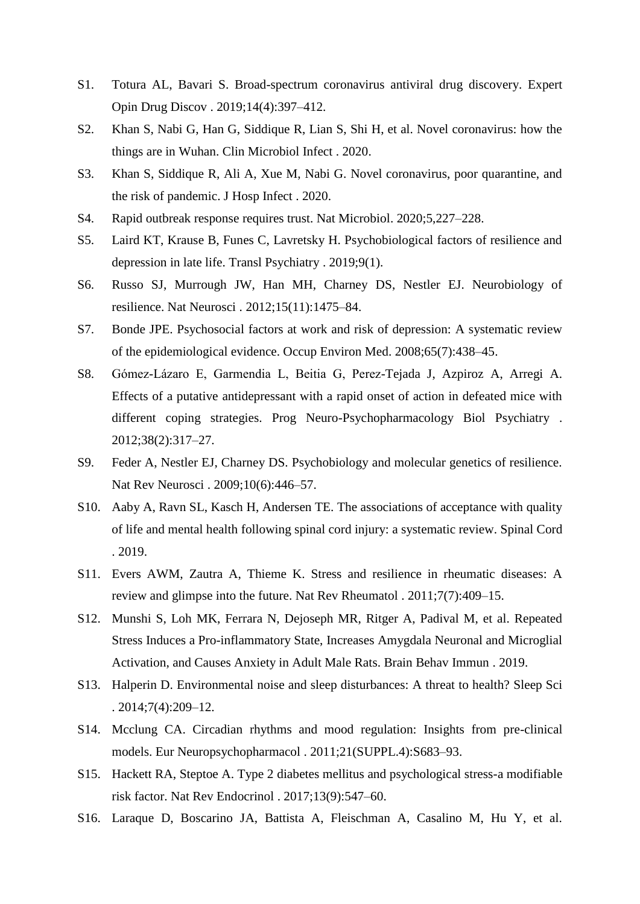S1. Totura AL, Bavari S. Broad-spectrum coronavirus antiviral drug discovery. Expert Opin Drug Discov . 2019;14(4):397–412.

S2. Khan S, Nabi G, Han G, Siddique R, Lian S, Shi H, et al. Novel coronavirus: how the things are in Wuhan. Clin Microbiol Infect . 2020.

S3. Khan S, Siddique R, Ali A, Xue M, Nabi G. Novel coronavirus, poor quarantine, and the risk of pandemic. J Hosp Infect . 2020.

S4. Rapid outbreak response requires trust. Nat Microbiol. 2020;5,227–228.

S5. Laird KT, Krause B, Funes C, Lavretsky H. Psychobiological factors of resilience and depression in late life. Transl Psychiatry . 2019;9(1).

S6. Russo SJ, Murrough JW, Han MH, Charney DS, Nestler EJ. Neurobiology of resilience. Nat Neurosci . 2012;15(11):1475–84.

S7. Bonde JPE. Psychosocial factors at work and risk of depression: A systematic review of the epidemiological evidence. Occup Environ Med. 2008;65(7):438–45.

S8. Gómez-Lázaro E, Garmendia L, Beitia G, Perez-Tejada J, Azpiroz A, Arregi A. Effects of a putative antidepressant with a rapid onset of action in defeated mice with different coping strategies. Prog Neuro-Psychopharmacology Biol Psychiatry . 2012;38(2):317–27.

S9. Feder A, Nestler EJ, Charney DS. Psychobiology and molecular genetics of resilience. Nat Rev Neurosci . 2009;10(6):446–57.

S10. Aaby A, Ravn SL, Kasch H, Andersen TE. The associations of acceptance with quality of life and mental health following spinal cord injury: a systematic review. Spinal Cord . 2019.

S11. Evers AWM, Zautra A, Thieme K. Stress and resilience in rheumatic diseases: A review and glimpse into the future. Nat Rev Rheumatol . 2011;7(7):409–15.

S12. Munshi S, Loh MK, Ferrara N, Dejoseph MR, Ritger A, Padival M, et al. Repeated Stress Induces a Pro-inflammatory State, Increases Amygdala Neuronal and Microglial Activation, and Causes Anxiety in Adult Male Rats. Brain Behav Immun . 2019.

S13. Halperin D. Environmental noise and sleep disturbances: A threat to health? Sleep Sci . 2014;7(4):209–12.

S14. Mcclung CA. Circadian rhythms and mood regulation: Insights from pre-clinical models. Eur Neuropsychopharmacol . 2011;21(SUPPL.4):S683–93.

S15. Hackett RA, Steptoe A. Type 2 diabetes mellitus and psychological stress-a modifiable risk factor. Nat Rev Endocrinol . 2017;13(9):547–60.

S16. Laraque D, Boscarino JA, Battista A, Fleischman A, Casalino M, Hu Y, et al.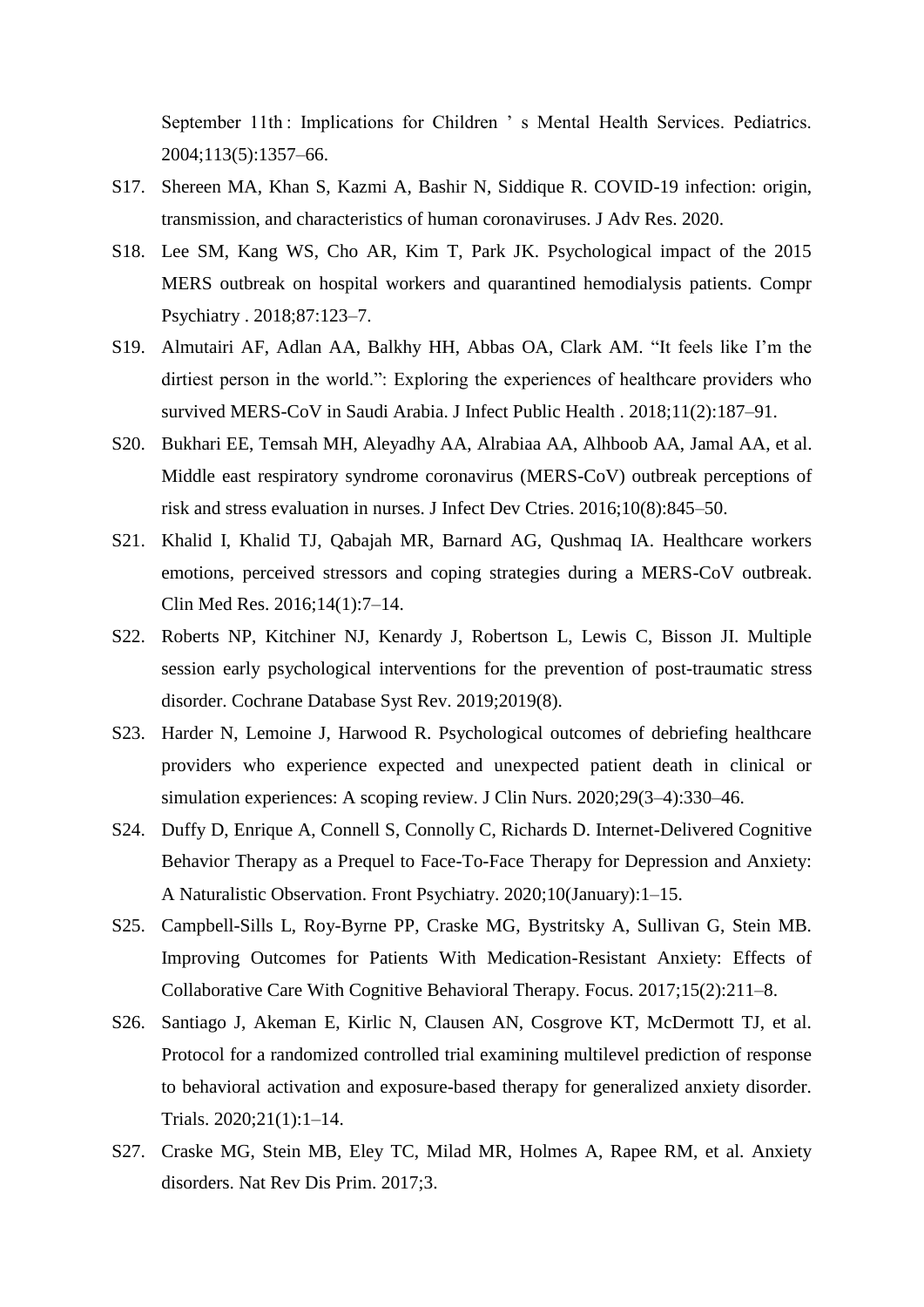September 11th : Implications for Children ' s Mental Health Services. Pediatrics. 2004;113(5):1357–66.

S17. Shereen MA, Khan S, Kazmi A, Bashir N, Siddique R. COVID-19 infection: origin, transmission, and characteristics of human coronaviruses. J Adv Res. 2020.

S18. Lee SM, Kang WS, Cho AR, Kim T, Park JK. Psychological impact of the 2015 MERS outbreak on hospital workers and quarantined hemodialysis patients. Compr Psychiatry . 2018;87:123–7.

S19. Almutairi AF, Adlan AA, Balkhy HH, Abbas OA, Clark AM. "It feels like I'm the dirtiest person in the world.": Exploring the experiences of healthcare providers who survived MERS-CoV in Saudi Arabia. J Infect Public Health . 2018;11(2):187–91.

S20. Bukhari EE, Temsah MH, Aleyadhy AA, Alrabiaa AA, Alhboob AA, Jamal AA, et al. Middle east respiratory syndrome coronavirus (MERS-CoV) outbreak perceptions of risk and stress evaluation in nurses. J Infect Dev Ctries. 2016;10(8):845–50.

S21. Khalid I, Khalid TJ, Qabajah MR, Barnard AG, Qushmaq IA. Healthcare workers emotions, perceived stressors and coping strategies during a MERS-CoV outbreak. Clin Med Res. 2016;14(1):7–14.

S22. Roberts NP, Kitchiner NJ, Kenardy J, Robertson L, Lewis C, Bisson JI. Multiple session early psychological interventions for the prevention of post-traumatic stress disorder. Cochrane Database Syst Rev. 2019;2019(8).

S23. Harder N, Lemoine J, Harwood R. Psychological outcomes of debriefing healthcare providers who experience expected and unexpected patient death in clinical or simulation experiences: A scoping review. J Clin Nurs. 2020;29(3–4):330–46.

S24. Duffy D, Enrique A, Connell S, Connolly C, Richards D. Internet-Delivered Cognitive Behavior Therapy as a Prequel to Face-To-Face Therapy for Depression and Anxiety: A Naturalistic Observation. Front Psychiatry. 2020;10(January):1–15.

S25. Campbell-Sills L, Roy-Byrne PP, Craske MG, Bystritsky A, Sullivan G, Stein MB. Improving Outcomes for Patients With Medication-Resistant Anxiety: Effects of Collaborative Care With Cognitive Behavioral Therapy. Focus. 2017;15(2):211–8.

S26. Santiago J, Akeman E, Kirlic N, Clausen AN, Cosgrove KT, McDermott TJ, et al. Protocol for a randomized controlled trial examining multilevel prediction of response to behavioral activation and exposure-based therapy for generalized anxiety disorder. Trials. 2020;21(1):1–14.

S27. Craske MG, Stein MB, Eley TC, Milad MR, Holmes A, Rapee RM, et al. Anxiety disorders. Nat Rev Dis Prim. 2017;3.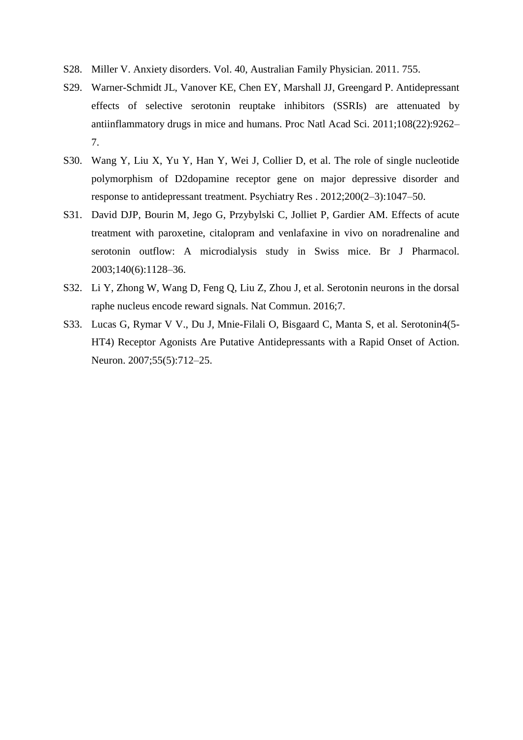S28. Miller V. Anxiety disorders. Vol. 40, Australian Family Physician. 2011. 755.

S29. Warner-Schmidt JL, Vanover KE, Chen EY, Marshall JJ, Greengard P. Antidepressant effects of selective serotonin reuptake inhibitors (SSRIs) are attenuated by antiinflammatory drugs in mice and humans. Proc Natl Acad Sci. 2011;108(22):9262–7.

S30. Wang Y, Liu X, Yu Y, Han Y, Wei J, Collier D, et al. The role of single nucleotide polymorphism of D2dopamine receptor gene on major depressive disorder and response to antidepressant treatment. Psychiatry Res . 2012;200(2–3):1047–50.

S31. David DJP, Bourin M, Jego G, Przybylski C, Jolliet P, Gardier AM. Effects of acute treatment with paroxetine, citalopram and venlafaxine in vivo on noradrenaline and serotonin outflow: A microdialysis study in Swiss mice. Br J Pharmacol. 2003;140(6):1128–36.

S32. Li Y, Zhong W, Wang D, Feng Q, Liu Z, Zhou J, et al. Serotonin neurons in the dorsal raphe nucleus encode reward signals. Nat Commun. 2016;7.

S33. Lucas G, Rymar V V., Du J, Mnie-Filali O, Bisgaard C, Manta S, et al. Serotonin4(5-HT4) Receptor Agonists Are Putative Antidepressants with a Rapid Onset of Action. Neuron. 2007;55(5):712–25.